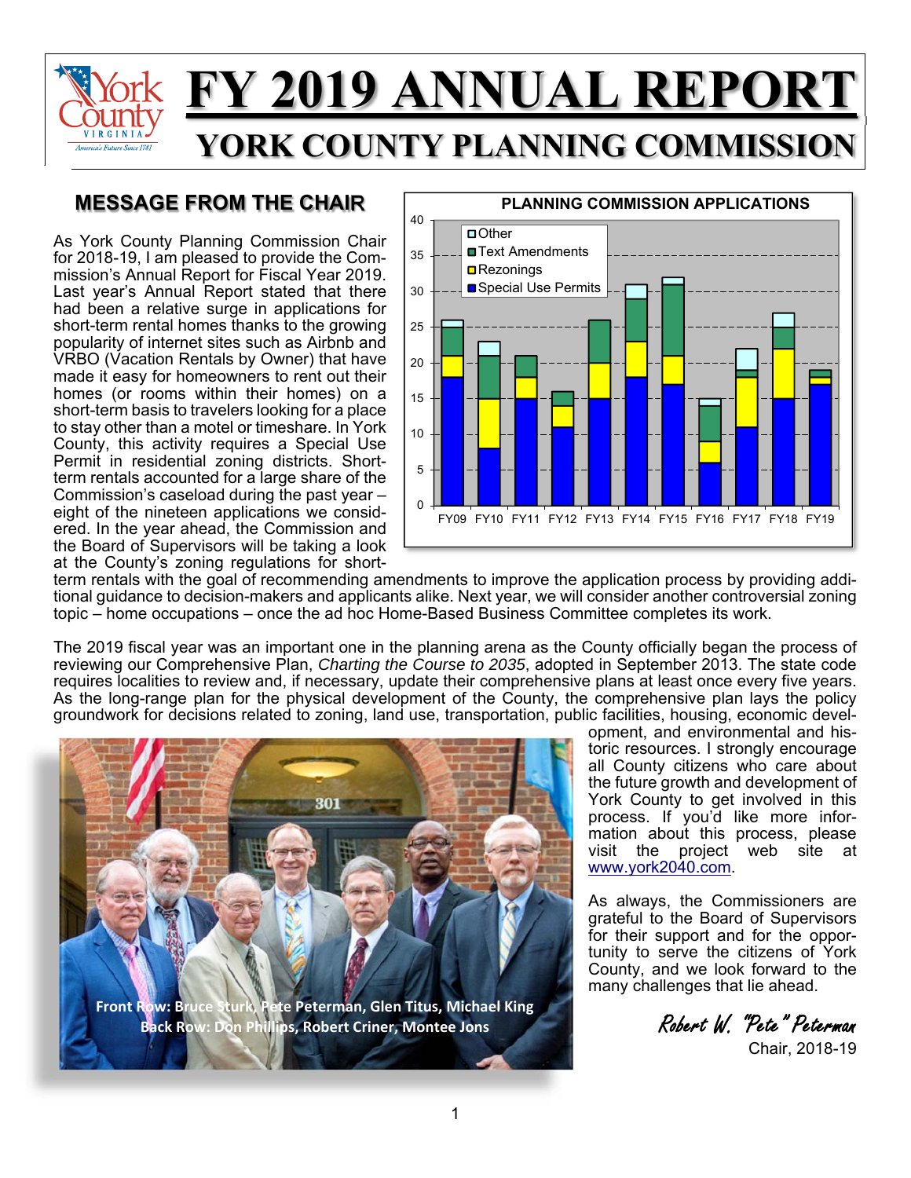# FY 2019 ANNUAL REPORT

## YORK COUNTY PLANNING COMMISSION

### MESSAGE FROM THE CHAIR

As York County Planning Commission Chair for 2018-19, I am pleased to provide the Commission's Annual Report for Fiscal Year 2019. Last year's Annual Report stated that there had been a relative surge in applications for short-term rental homes thanks to the growing popularity of internet sites such as Airbnb and VRBO (Vacation Rentals by Owner) that have made it easy for homeowners to rent out their homes (or rooms within their homes) on a short-term basis to travelers looking for a place to stay other than a motel or timeshare. In York County, this activity requires a Special Use Permit in residential zoning districts. Short-term rentals accounted for a large share of the Commission's caseload during the past year – eight of the nineteen applications we considered. In the year ahead, the Commission and the Board of Supervisors will be taking a look at the County's zoning regulations for short-term rentals with the goal of recommending amendments to improve the application process by providing additional guidance to decision-makers and applicants alike. Next year, we will consider another controversial zoning topic – home occupations – once the ad hoc Home-Based Business Committee completes its work.

**PLANNING COMMISSION APPLICATIONS**

| | FY09 | FY10 | FY11 | FY12 | FY13 | FY14 | FY15 | FY16 | FY17 | FY18 | FY19 |
|---|---|---|---|---|---|---|---|---|---|---|---|
| Special Use Permits | 18 | 8 | 15 | 11 | 15 | 18 | 17 | 6 | 11 | 15 | 17 |
| Rezonings | 3 | 7 | 3 | 3 | 5 | 5 | 4 | 3 | 7 | 7 | 1 |
| Text Amendments | 4 | 6 | 3 | 2 | 6 | 6 | 10 | 5 | 1 | 3 | 1 |
| Other | 1 | 2 | 0 | 0 | 0 | 2 | 1 | 1 | 3 | 2 | 0 |

The 2019 fiscal year was an important one in the planning arena as the County officially began the process of reviewing our Comprehensive Plan, *Charting the Course to 2035*, adopted in September 2013. The state code requires localities to review and, if necessary, update their comprehensive plans at least once every five years. As the long-range plan for the physical development of the County, the comprehensive plan lays the policy groundwork for decisions related to zoning, land use, transportation, public facilities, housing, economic development, and environmental and historic resources. I strongly encourage all County citizens who care about the future growth and development of York County to get involved in this process. If you'd like more information about this process, please visit the project web site at www.york2040.com.

Front Row: Bruce Sturk, Pete Peterman, Glen Titus, Michael King
Back Row: Don Phillips, Robert Criner, Montee Jons

As always, the Commissioners are grateful to the Board of Supervisors for their support and for the opportunity to serve the citizens of York County, and we look forward to the many challenges that lie ahead.

*Robert W. "Pete" Peterman*
Chair, 2018-19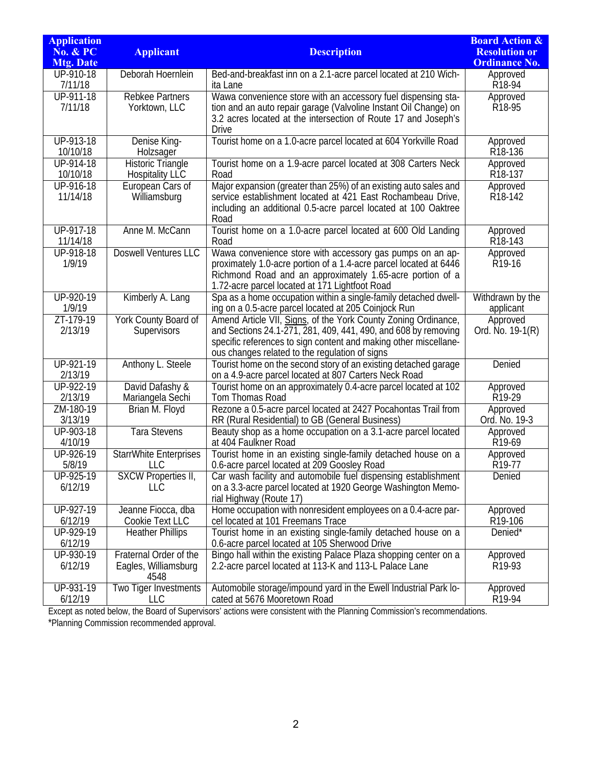| Application No. & PC Mtg. Date | Applicant | Description | Board Action & Resolution or Ordinance No. |
|---|---|---|---|
| UP-910-18 7/11/18 | Deborah Hoernlein | Bed-and-breakfast inn on a 2.1-acre parcel located at 210 Wichita Lane | Approved R18-94 |
| UP-911-18 7/11/18 | Rebkee Partners Yorktown, LLC | Wawa convenience store with an accessory fuel dispensing station and an auto repair garage (Valvoline Instant Oil Change) on 3.2 acres located at the intersection of Route 17 and Joseph's Drive | Approved R18-95 |
| UP-913-18 10/10/18 | Denise King-Holzsager | Tourist home on a 1.0-acre parcel located at 604 Yorkville Road | Approved R18-136 |
| UP-914-18 10/10/18 | Historic Triangle Hospitality LLC | Tourist home on a 1.9-acre parcel located at 308 Carters Neck Road | Approved R18-137 |
| UP-916-18 11/14/18 | European Cars of Williamsburg | Major expansion (greater than 25%) of an existing auto sales and service establishment located at 421 East Rochambeau Drive, including an additional 0.5-acre parcel located at 100 Oaktree Road | Approved R18-142 |
| UP-917-18 11/14/18 | Anne M. McCann | Tourist home on a 1.0-acre parcel located at 600 Old Landing Road | Approved R18-143 |
| UP-918-18 1/9/19 | Doswell Ventures LLC | Wawa convenience store with accessory gas pumps on an approximately 1.0-acre portion of a 1.4-acre parcel located at 6446 Richmond Road and an approximately 1.65-acre portion of a 1.72-acre parcel located at 171 Lightfoot Road | Approved R19-16 |
| UP-920-19 1/9/19 | Kimberly A. Lang | Spa as a home occupation within a single-family detached dwelling on a 0.5-acre parcel located at 205 Coinjock Run | Withdrawn by the applicant |
| ZT-179-19 2/13/19 | York County Board of Supervisors | Amend Article VII, Signs, of the York County Zoning Ordinance, and Sections 24.1-271, 281, 409, 441, 490, and 608 by removing specific references to sign content and making other miscellaneous changes related to the regulation of signs | Approved Ord. No. 19-1(R) |
| UP-921-19 2/13/19 | Anthony L. Steele | Tourist home on the second story of an existing detached garage on a 4.9-acre parcel located at 807 Carters Neck Road | Denied |
| UP-922-19 2/13/19 | David Dafashy & Mariangela Sechi | Tourist home on an approximately 0.4-acre parcel located at 102 Tom Thomas Road | Approved R19-29 |
| ZM-180-19 3/13/19 | Brian M. Floyd | Rezone a 0.5-acre parcel located at 2427 Pocahontas Trail from RR (Rural Residential) to GB (General Business) | Approved Ord. No. 19-3 |
| UP-903-18 4/10/19 | Tara Stevens | Beauty shop as a home occupation on a 3.1-acre parcel located at 404 Faulkner Road | Approved R19-69 |
| UP-926-19 5/8/19 | StarrWhite Enterprises LLC | Tourist home in an existing single-family detached house on a 0.6-acre parcel located at 209 Goosley Road | Approved R19-77 |
| UP-925-19 6/12/19 | SXCW Properties II, LLC | Car wash facility and automobile fuel dispensing establishment on a 3.3-acre parcel located at 1920 George Washington Memorial Highway (Route 17) | Denied |
| UP-927-19 6/12/19 | Jeanne Fiocca, dba Cookie Text LLC | Home occupation with nonresident employees on a 0.4-acre parcel located at 101 Freemans Trace | Approved R19-106 |
| UP-929-19 6/12/19 | Heather Phillips | Tourist home in an existing single-family detached house on a 0.6-acre parcel located at 105 Sherwood Drive | Denied* |
| UP-930-19 6/12/19 | Fraternal Order of the Eagles, Williamsburg 4548 | Bingo hall within the existing Palace Plaza shopping center on a 2.2-acre parcel located at 113-K and 113-L Palace Lane | Approved R19-93 |
| UP-931-19 6/12/19 | Two Tiger Investments LLC | Automobile storage/impound yard in the Ewell Industrial Park located at 5676 Mooretown Road | Approved R19-94 |

Except as noted below, the Board of Supervisors' actions were consistent with the Planning Commission's recommendations.

*Planning Commission recommended approval.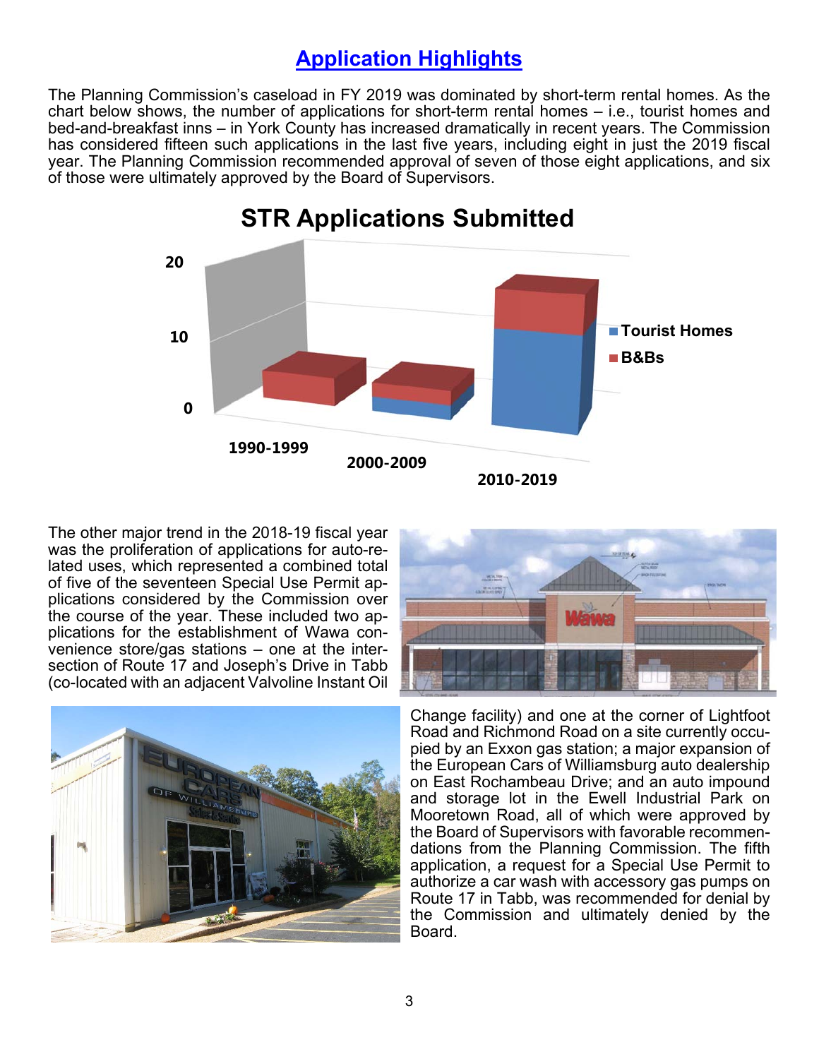## Application Highlights

The Planning Commission's caseload in FY 2019 was dominated by short-term rental homes. As the chart below shows, the number of applications for short-term rental homes – i.e., tourist homes and bed-and-breakfast inns – in York County has increased dramatically in recent years. The Commission has considered fifteen such applications in the last five years, including eight in just the 2019 fiscal year. The Planning Commission recommended approval of seven of those eight applications, and six of those were ultimately approved by the Board of Supervisors.

The other major trend in the 2018-19 fiscal year was the proliferation of applications for auto-related uses, which represented a combined total of five of the seventeen Special Use Permit applications considered by the Commission over the course of the year. These included two applications for the establishment of Wawa convenience store/gas stations – one at the intersection of Route 17 and Joseph's Drive in Tabb (co-located with an adjacent Valvoline Instant Oil Change facility) and one at the corner of Lightfoot Road and Richmond Road on a site currently occupied by an Exxon gas station; a major expansion of the European Cars of Williamsburg auto dealership on East Rochambeau Drive; and an auto impound and storage lot in the Ewell Industrial Park on Mooretown Road, all of which were approved by the Board of Supervisors with favorable recommendations from the Planning Commission. The fifth application, a request for a Special Use Permit to authorize a car wash with accessory gas pumps on Route 17 in Tabb, was recommended for denial by the Commission and ultimately denied by the Board.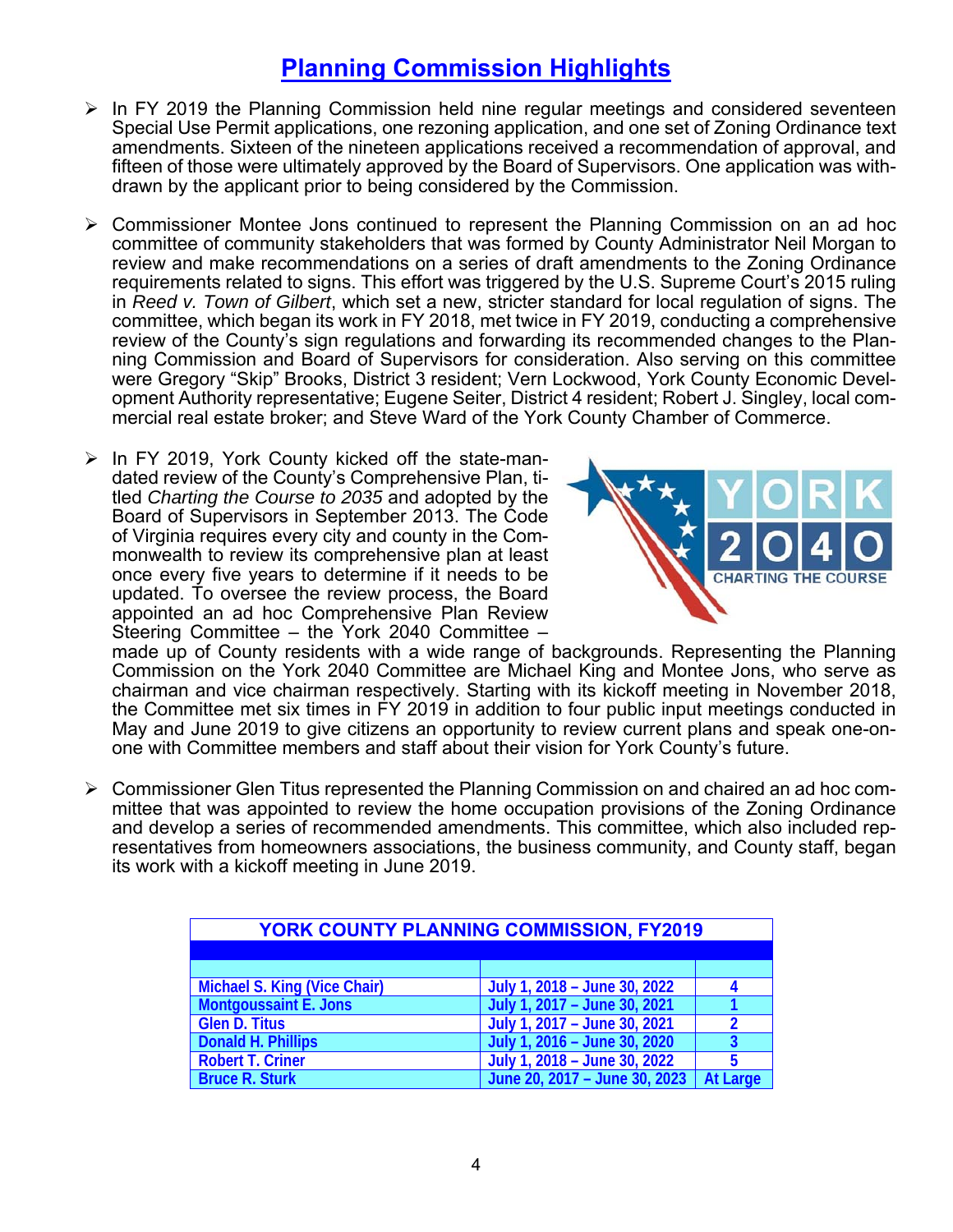# Planning Commission Highlights

- In FY 2019 the Planning Commission held nine regular meetings and considered seventeen Special Use Permit applications, one rezoning application, and one set of Zoning Ordinance text amendments. Sixteen of the nineteen applications received a recommendation of approval, and fifteen of those were ultimately approved by the Board of Supervisors. One application was withdrawn by the applicant prior to being considered by the Commission.

- Commissioner Montee Jons continued to represent the Planning Commission on an ad hoc committee of community stakeholders that was formed by County Administrator Neil Morgan to review and make recommendations on a series of draft amendments to the Zoning Ordinance requirements related to signs. This effort was triggered by the U.S. Supreme Court's 2015 ruling in *Reed v. Town of Gilbert*, which set a new, stricter standard for local regulation of signs. The committee, which began its work in FY 2018, met twice in FY 2019, conducting a comprehensive review of the County's sign regulations and forwarding its recommended changes to the Planning Commission and Board of Supervisors for consideration. Also serving on this committee were Gregory "Skip" Brooks, District 3 resident; Vern Lockwood, York County Economic Development Authority representative; Eugene Seiter, District 4 resident; Robert J. Singley, local commercial real estate broker; and Steve Ward of the York County Chamber of Commerce.

- In FY 2019, York County kicked off the state-mandated review of the County's Comprehensive Plan, titled *Charting the Course to 2035* and adopted by the Board of Supervisors in September 2013. The Code of Virginia requires every city and county in the Commonwealth to review its comprehensive plan at least once every five years to determine if it needs to be updated. To oversee the review process, the Board appointed an ad hoc Comprehensive Plan Review Steering Committee – the York 2040 Committee – made up of County residents with a wide range of backgrounds. Representing the Planning Commission on the York 2040 Committee are Michael King and Montee Jons, who serve as chairman and vice chairman respectively. Starting with its kickoff meeting in November 2018, the Committee met six times in FY 2019 in addition to four public input meetings conducted in May and June 2019 to give citizens an opportunity to review current plans and speak one-on-one with Committee members and staff about their vision for York County's future.

YORK 2040 CHARTING THE COURSE

- Commissioner Glen Titus represented the Planning Commission on and chaired an ad hoc committee that was appointed to review the home occupation provisions of the Zoning Ordinance and develop a series of recommended amendments. This committee, which also included representatives from homeowners associations, the business community, and County staff, began its work with a kickoff meeting in June 2019.

| YORK COUNTY PLANNING COMMISSION, FY2019 | | |
|---|---|---|
| Michael S. King (Vice Chair) | July 1, 2018 – June 30, 2022 | 4 |
| Montgoussaint E. Jons | July 1, 2017 – June 30, 2021 | 1 |
| Glen D. Titus | July 1, 2017 – June 30, 2021 | 2 |
| Donald H. Phillips | July 1, 2016 – June 30, 2020 | 3 |
| Robert T. Criner | July 1, 2018 – June 30, 2022 | 5 |
| Bruce R. Sturk | June 20, 2017 – June 30, 2023 | At Large |